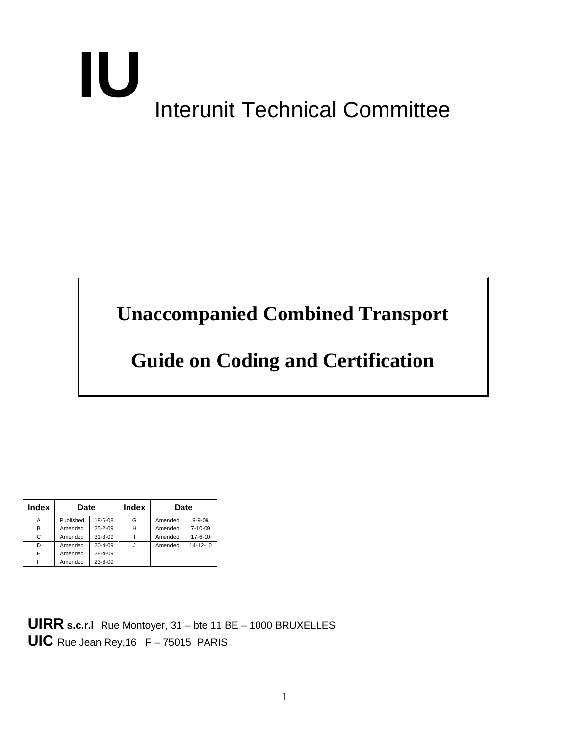# IU Interunit Technical Committee

# Unaccompanied Combined Transport

# Guide on Coding and Certification

| Index | Date | | Index | Date | |
|---|---|---|---|---|---|
| A | Published | 18-6-08 | G | Amended | 9-9-09 |
| B | Amended | 25-2-09 | H | Amended | 7-10-09 |
| C | Amended | 31-3-09 | I | Amended | 17-6-10 |
| D | Amended | 20-4-09 | J | Amended | 14-12-10 |
| E | Amended | 28-4-09 | | | |
| F | Amended | 23-6-09 | | | |

**UIRR s.c.r.l** Rue Montoyer, 31 – bte 11 BE – 1000 BRUXELLES

**UIC** Rue Jean Rey,16 F – 75015 PARIS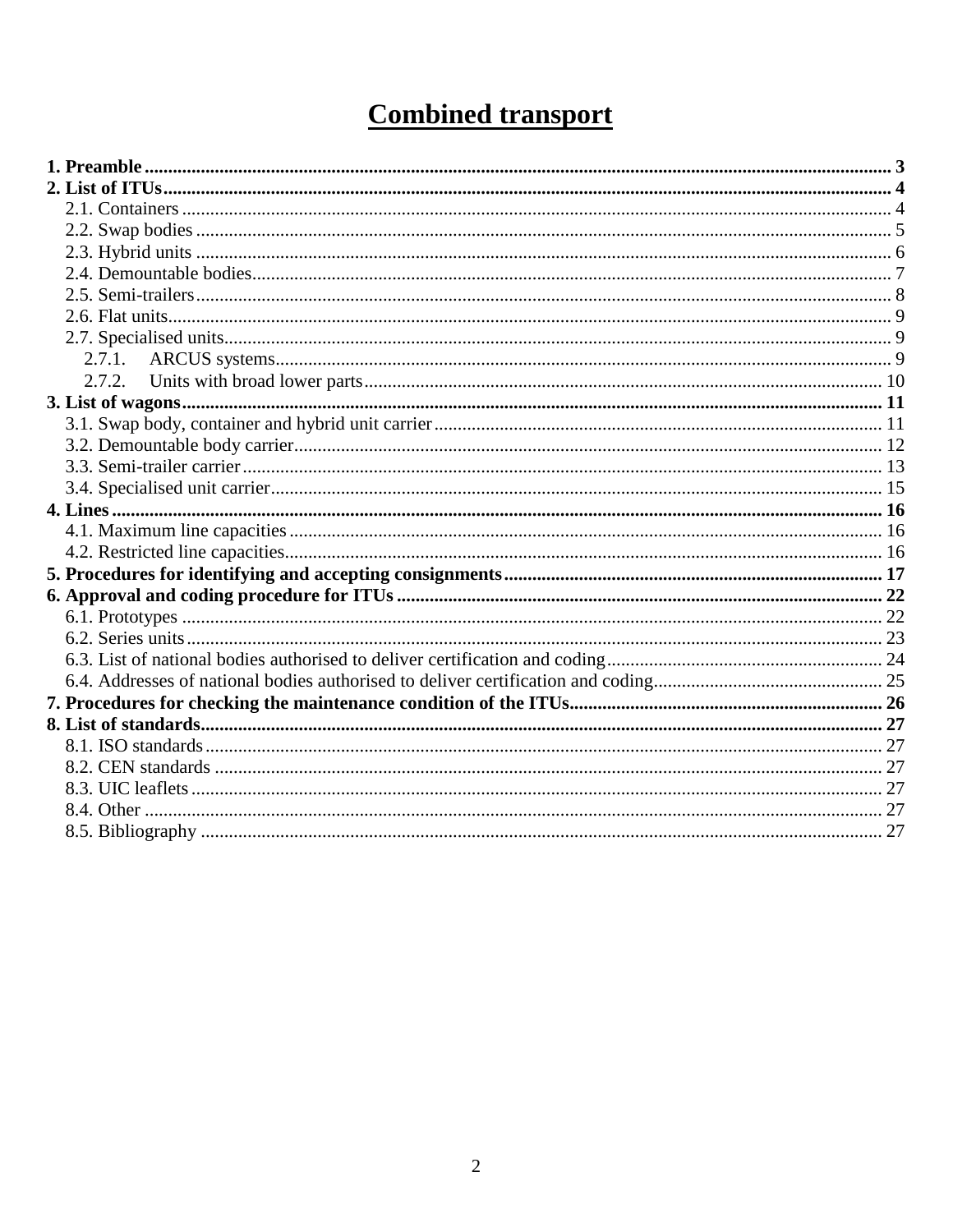# Combined transport

**1. Preamble** ........................................................................................................ **3**
**2. List of ITUs** ........................................................................................................ **4**
- 2.1. Containers ........................................................................................................ 4
- 2.2. Swap bodies ........................................................................................................ 5
- 2.3. Hybrid units ........................................................................................................ 6
- 2.4. Demountable bodies ........................................................................................................ 7
- 2.5. Semi-trailers ........................................................................................................ 8
- 2.6. Flat units ........................................................................................................ 9
- 2.7. Specialised units ........................................................................................................ 9
  - 2.7.1. ARCUS systems ........................................................................................................ 9
  - 2.7.2. Units with broad lower parts ........................................................................................................ 10

**3. List of wagons** ........................................................................................................ **11**
- 3.1. Swap body, container and hybrid unit carrier ........................................................................................................ 11
- 3.2. Demountable body carrier ........................................................................................................ 12
- 3.3. Semi-trailer carrier ........................................................................................................ 13
- 3.4. Specialised unit carrier ........................................................................................................ 15

**4. Lines** ........................................................................................................ **16**
- 4.1. Maximum line capacities ........................................................................................................ 16
- 4.2. Restricted line capacities ........................................................................................................ 16

**5. Procedures for identifying and accepting consignments** ........................................................................................................ **17**
**6. Approval and coding procedure for ITUs** ........................................................................................................ **22**
- 6.1. Prototypes ........................................................................................................ 22
- 6.2. Series units ........................................................................................................ 23
- 6.3. List of national bodies authorised to deliver certification and coding ........................................................................................................ 24
- 6.4. Addresses of national bodies authorised to deliver certification and coding ........................................................................................................ 25

**7. Procedures for checking the maintenance condition of the ITUs** ........................................................................................................ **26**
**8. List of standards** ........................................................................................................ **27**
- 8.1. ISO standards ........................................................................................................ 27
- 8.2. CEN standards ........................................................................................................ 27
- 8.3. UIC leaflets ........................................................................................................ 27
- 8.4. Other ........................................................................................................ 27
- 8.5. Bibliography ........................................................................................................ 27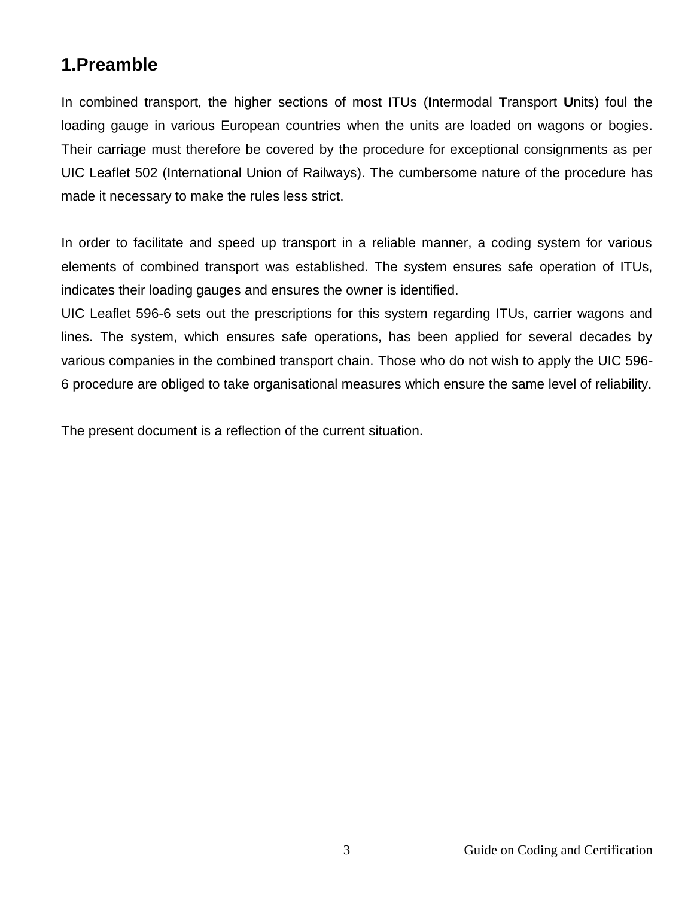# 1.Preamble

In combined transport, the higher sections of most ITUs (**I**ntermodal **T**ransport **U**nits) foul the loading gauge in various European countries when the units are loaded on wagons or bogies. Their carriage must therefore be covered by the procedure for exceptional consignments as per UIC Leaflet 502 (International Union of Railways). The cumbersome nature of the procedure has made it necessary to make the rules less strict.

In order to facilitate and speed up transport in a reliable manner, a coding system for various elements of combined transport was established. The system ensures safe operation of ITUs, indicates their loading gauges and ensures the owner is identified.
UIC Leaflet 596-6 sets out the prescriptions for this system regarding ITUs, carrier wagons and lines. The system, which ensures safe operations, has been applied for several decades by various companies in the combined transport chain. Those who do not wish to apply the UIC 596-6 procedure are obliged to take organisational measures which ensure the same level of reliability.

The present document is a reflection of the current situation.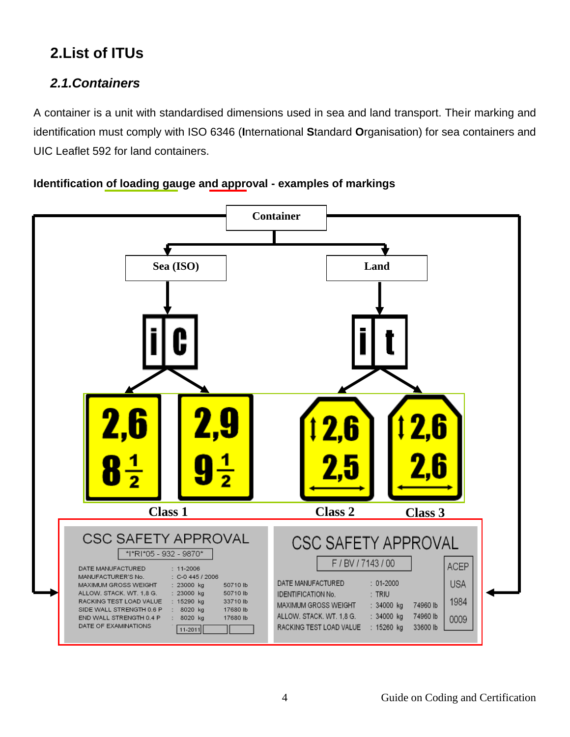## 2.List of ITUs

### *2.1.Containers*

A container is a unit with standardised dimensions used in sea and land transport. Their marking and identification must comply with ISO 6346 (**I**nternational **S**tandard **O**rganisation) for sea containers and UIC Leaflet 592 for land containers.

**Identification of loading gauge and approval - examples of markings**

Container

Sea (ISO) | Land

ic | it

2,6 / 8 1/2 | 2,9 / 9 1/2 | 2,6 / 2,5 | 2,6 / 2,6

Class 1 | Class 2 | Class 3

CSC SAFETY APPROVAL

*I*RI*05 - 932 - 9870*

| | | |
|---|---|---|
| DATE MANUFACTURED | : 11-2006 | |
| MANUFACTURER'S No. | : C-0 445 / 2006 | |
| MAXIMUM GROSS WEIGHT | : 23000 kg | 50710 lb |
| ALLOW. STACK. WT. 1,8 G. | : 23000 kg | 50710 lb |
| RACKING TEST LOAD VALUE | : 15290 kg | 33710 lb |
| SIDE WALL STRENGTH 0.6 P | : 8020 kg | 17680 lb |
| END WALL STRENGTH 0.4 P | : 8020 kg | 17680 lb |
| DATE OF EXAMINATIONS | 11-2011 | |

CSC SAFETY APPROVAL

F / BV / 7143 / 00

| | | |
|---|---|---|
| DATE MANUFACTURED | : 01-2000 | |
| IDENTIFICATION No. | : TRIU | |
| MAXIMUM GROSS WEIGHT | : 34000 kg | 74960 lb |
| ALLOW. STACK. WT. 1,8 G. | : 34000 kg | 74960 lb |
| RACKING TEST LOAD VALUE | : 15260 kg | 33600 lb |

ACEP USA 1984 0009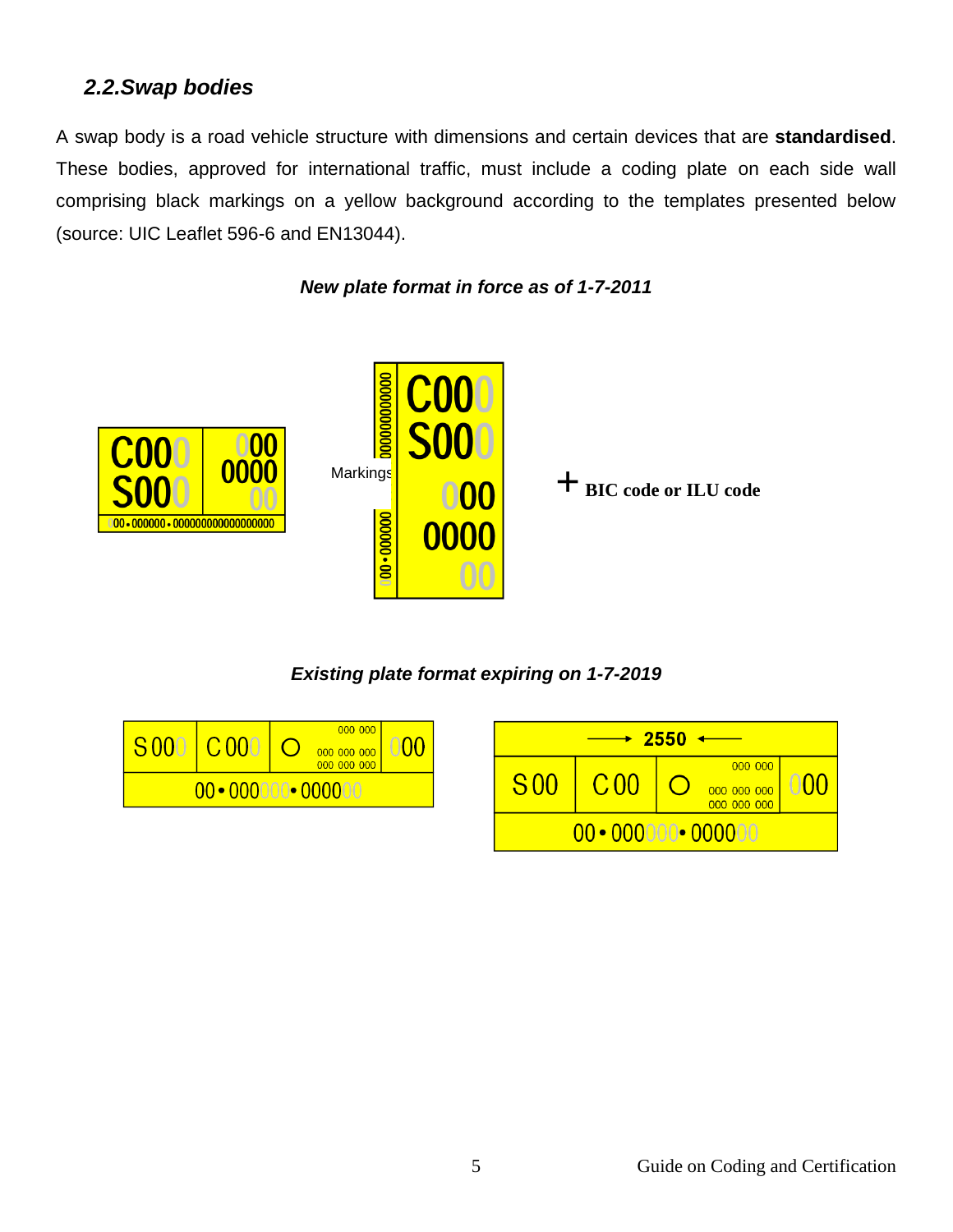### 2.2. Swap bodies

A swap body is a road vehicle structure with dimensions and certain devices that are **standardised**. These bodies, approved for international traffic, must include a coding plate on each side wall comprising black markings on a yellow background according to the templates presented below (source: UIC Leaflet 596-6 and EN13044).

***New plate format in force as of 1-7-2011***

C000 S000 000 0000 00

00 • 000000 • 000000000000000000

Markings

+ **BIC code or ILU code**

***Existing plate format expiring on 1-7-2019***

S000 | C000 | ○ 000 000 000 000 000 000 000 000 | 000

00 • 000000 • 000000

2550

S00 | C00 | ○ 000 000 000 000 000 000 000 000 | 000

00 • 000000 • 000000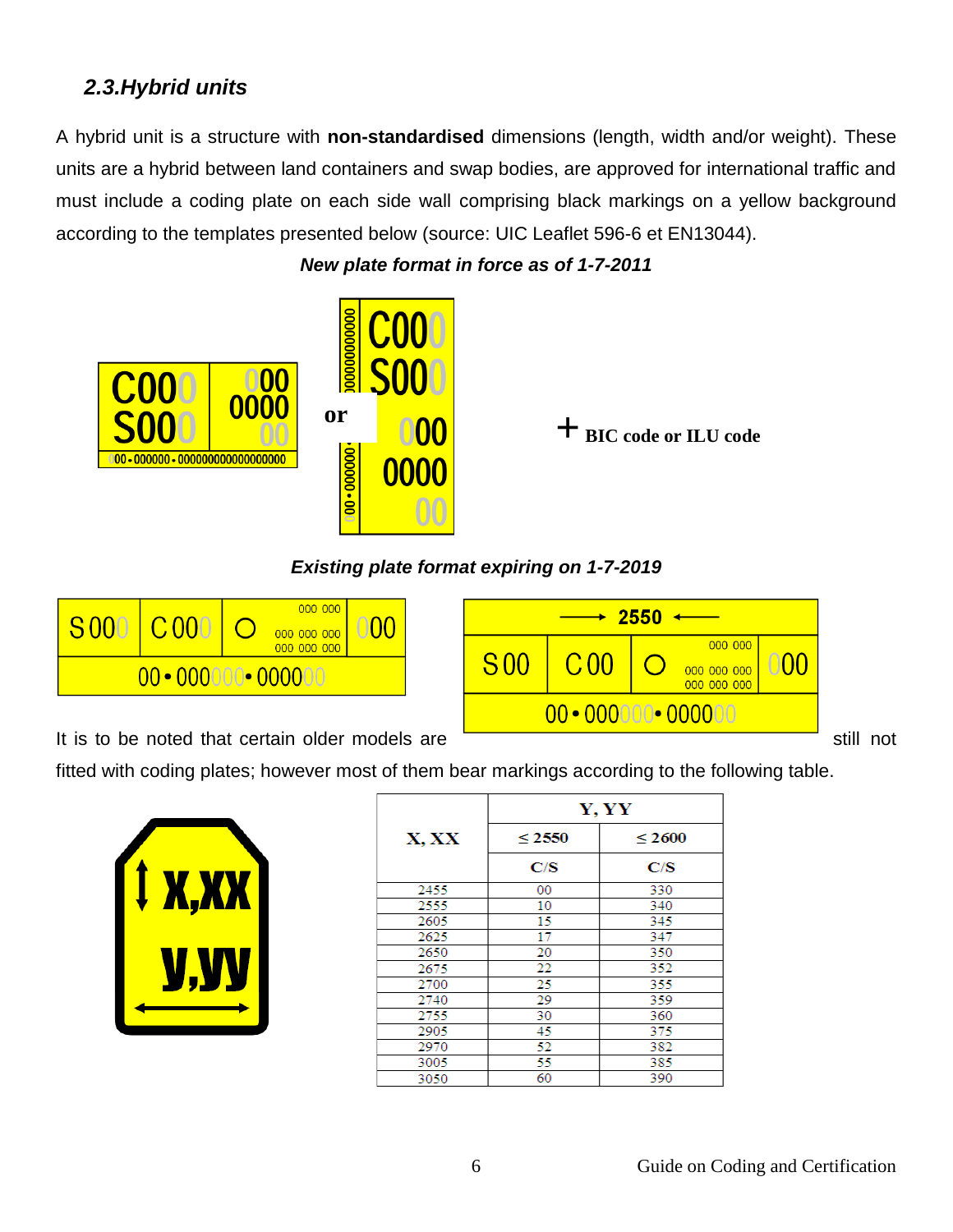## 2.3. Hybrid units

A hybrid unit is a structure with **non-standardised** dimensions (length, width and/or weight). These units are a hybrid between land containers and swap bodies, are approved for international traffic and must include a coding plate on each side wall comprising black markings on a yellow background according to the templates presented below (source: UIC Leaflet 596-6 et EN13044).

***New plate format in force as of 1-7-2011***

**+ BIC code or ILU code**

***Existing plate format expiring on 1-7-2019***

It is to be noted that certain older models are still not fitted with coding plates; however most of them bear markings according to the following table.

| X, XX | Y, YY | |
|---|---|---|
| | ≤ 2550 | ≤ 2600 |
| | C/S | C/S |
| 2455 | 00 | 330 |
| 2555 | 10 | 340 |
| 2605 | 15 | 345 |
| 2625 | 17 | 347 |
| 2650 | 20 | 350 |
| 2675 | 22 | 352 |
| 2700 | 25 | 355 |
| 2740 | 29 | 359 |
| 2755 | 30 | 360 |
| 2905 | 45 | 375 |
| 2970 | 52 | 382 |
| 3005 | 55 | 385 |
| 3050 | 60 | 390 |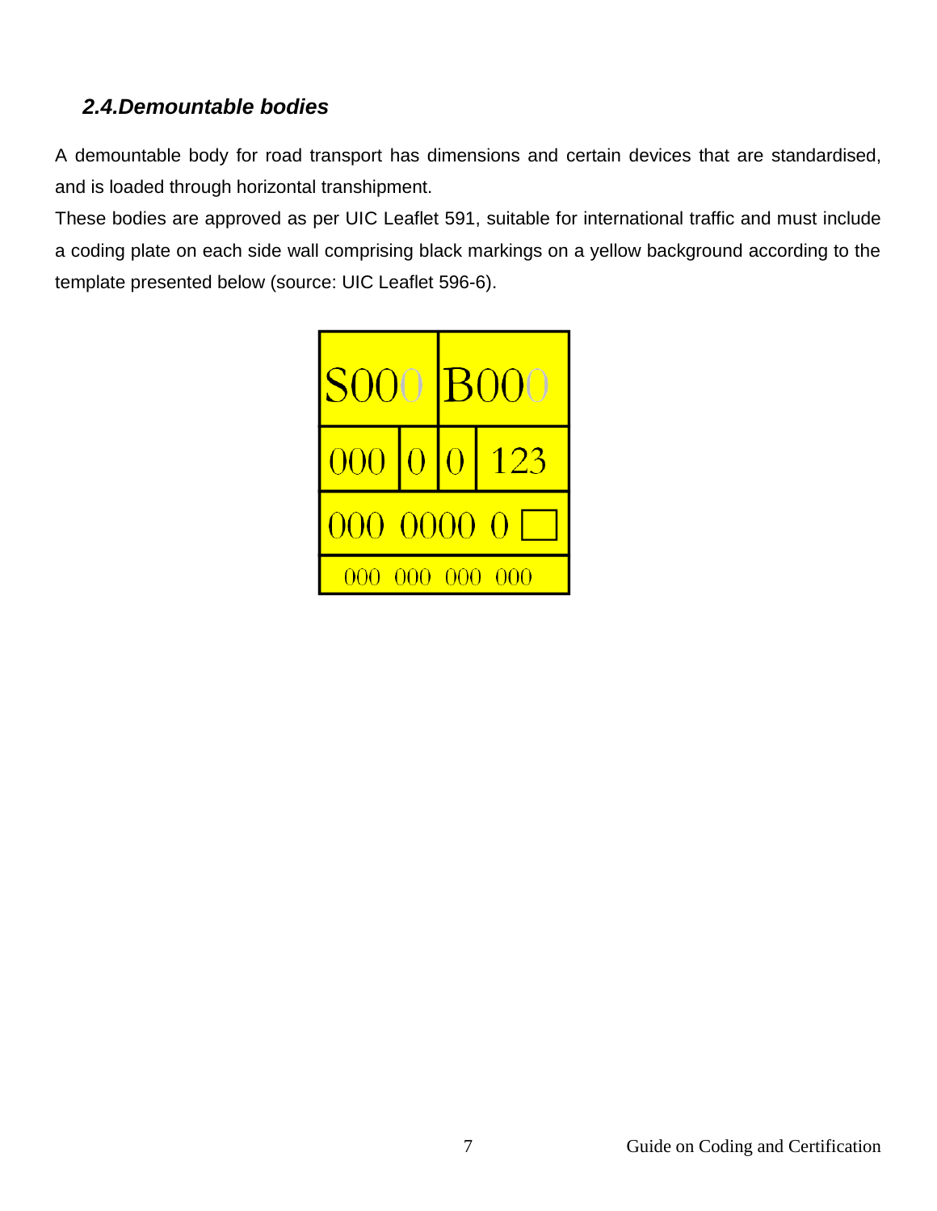### 2.4. Demountable bodies

A demountable body for road transport has dimensions and certain devices that are standardised, and is loaded through horizontal transhipment.

These bodies are approved as per UIC Leaflet 591, suitable for international traffic and must include a coding plate on each side wall comprising black markings on a yellow background according to the template presented below (source: UIC Leaflet 596-6).

| S000 | | B000 | |
|---|---|---|---|
| 000 | 0 | 0 | 123 |
| 000 0000 0 □ | | | |
| 000 000 000 000 | | | |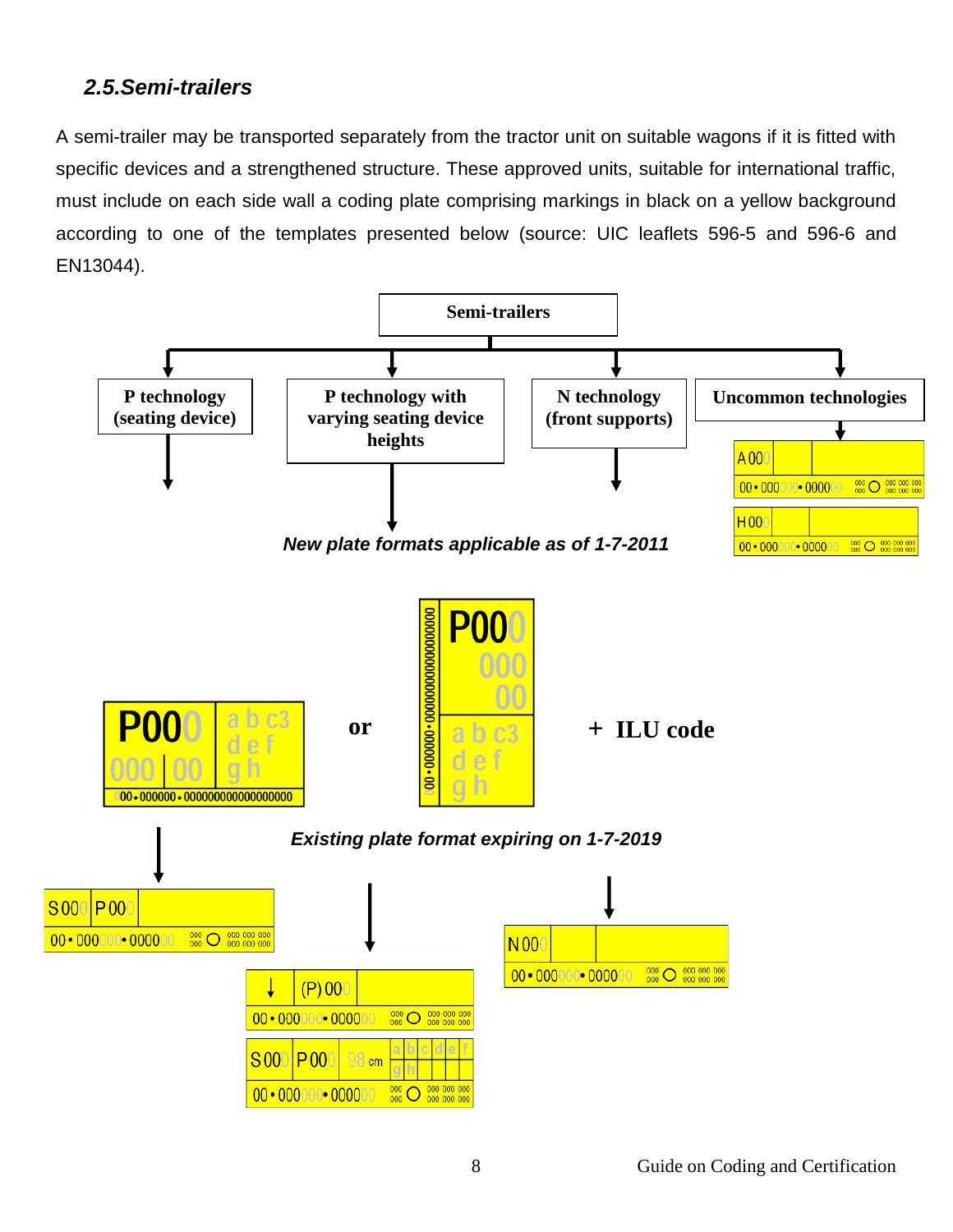### 2.5.Semi-trailers

A semi-trailer may be transported separately from the tractor unit on suitable wagons if it is fitted with specific devices and a strengthened structure. These approved units, suitable for international traffic, must include on each side wall a coding plate comprising markings in black on a yellow background according to one of the templates presented below (source: UIC leaflets 596-5 and 596-6 and EN13044).

**Semi-trailers**

- **P technology (seating device)**
- **P technology with varying seating device heights**
- **N technology (front supports)**
- **Uncommon technologies**

A000 | 00 • 000000 • 000000

H000 | 00 • 000000 • 000000

*New plate formats applicable as of 1-7-2011*

P000 | 000 | 00 | a b c3 d e f g h | 00 • 000000 • 0000000000000000000

**or**

P000 | 000 | 00 | a b c3 d e f g h | 00 • 000000 • 000000000000000000

**+ ILU code**

*Existing plate format expiring on 1-7-2019*

S000 | P000 | 00 • 000000 • 000000

(P) 000 | 00 • 000000 • 000000

S000 | P000 | 98 cm | a b c d e f g h | 00 • 000000 • 000000

N000 | 00 • 000000 • 000000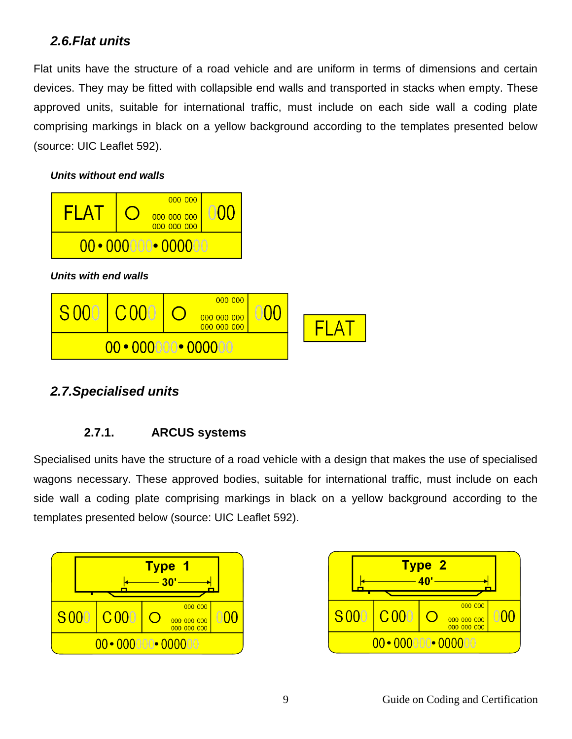## 2.6. Flat units

Flat units have the structure of a road vehicle and are uniform in terms of dimensions and certain devices. They may be fitted with collapsible end walls and transported in stacks when empty. These approved units, suitable for international traffic, must include on each side wall a coding plate comprising markings in black on a yellow background according to the templates presented below (source: UIC Leaflet 592).

***Units without end walls***

| FLAT | O | 000 000<br>000 000 000<br>000 000 000 | 000 |
|---|---|---|---|
| 00 • 000000 • 000000 | | | |

***Units with end walls***

| S 000 | C 000 | O | 000 000<br>000 000 000<br>000 000 000 | 000 |
|---|---|---|---|---|
| 00 • 000000 • 000000 | | | | |

FLAT

## 2.7. Specialised units

### 2.7.1. ARCUS systems

Specialised units have the structure of a road vehicle with a design that makes the use of specialised wagons necessary. These approved bodies, suitable for international traffic, must include on each side wall a coding plate comprising markings in black on a yellow background according to the templates presented below (source: UIC Leaflet 592).

Type 1 — 30'

| S 000 | C 000 | O | 000 000<br>000 000 000<br>000 000 000 | 000 |
|---|---|---|---|---|
| 00 • 000000 • 000000 | | | | |

Type 2 — 40'

| S 000 | C 000 | O | 000 000<br>000 000 000<br>000 000 000 | 000 |
|---|---|---|---|---|
| 00 • 000000 • 000000 | | | | |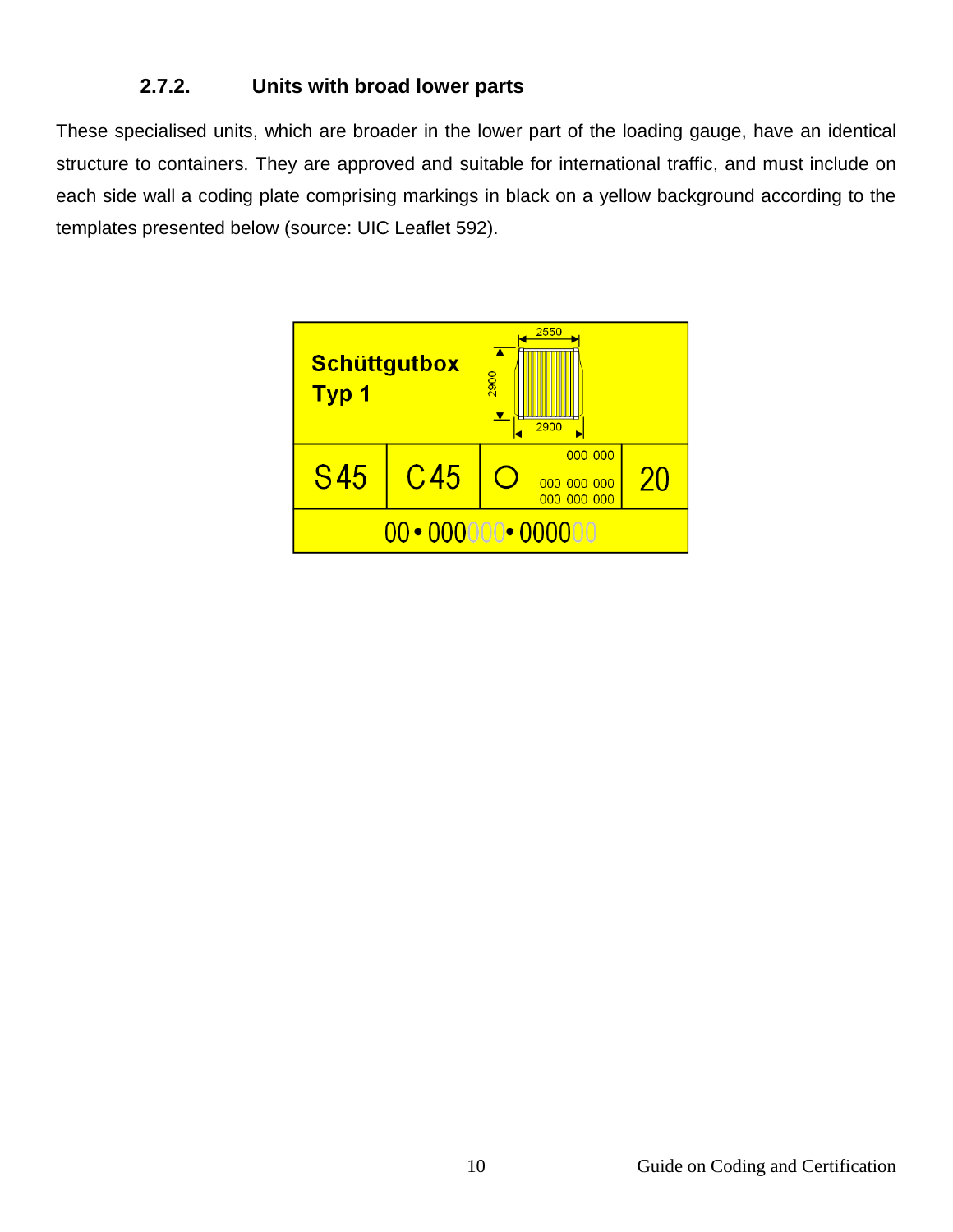### 2.7.2. Units with broad lower parts

These specialised units, which are broader in the lower part of the loading gauge, have an identical structure to containers. They are approved and suitable for international traffic, and must include on each side wall a coding plate comprising markings in black on a yellow background according to the templates presented below (source: UIC Leaflet 592).

| **Schüttgutbox Typ 1** | | 2550 / 2900 / 2900 | |
|---|---|---|---|
| S45 | C45 | O 000 000 / 000 000 000 / 000 000 000 | 20 |
| 00 • 000000 • 000000 | | | |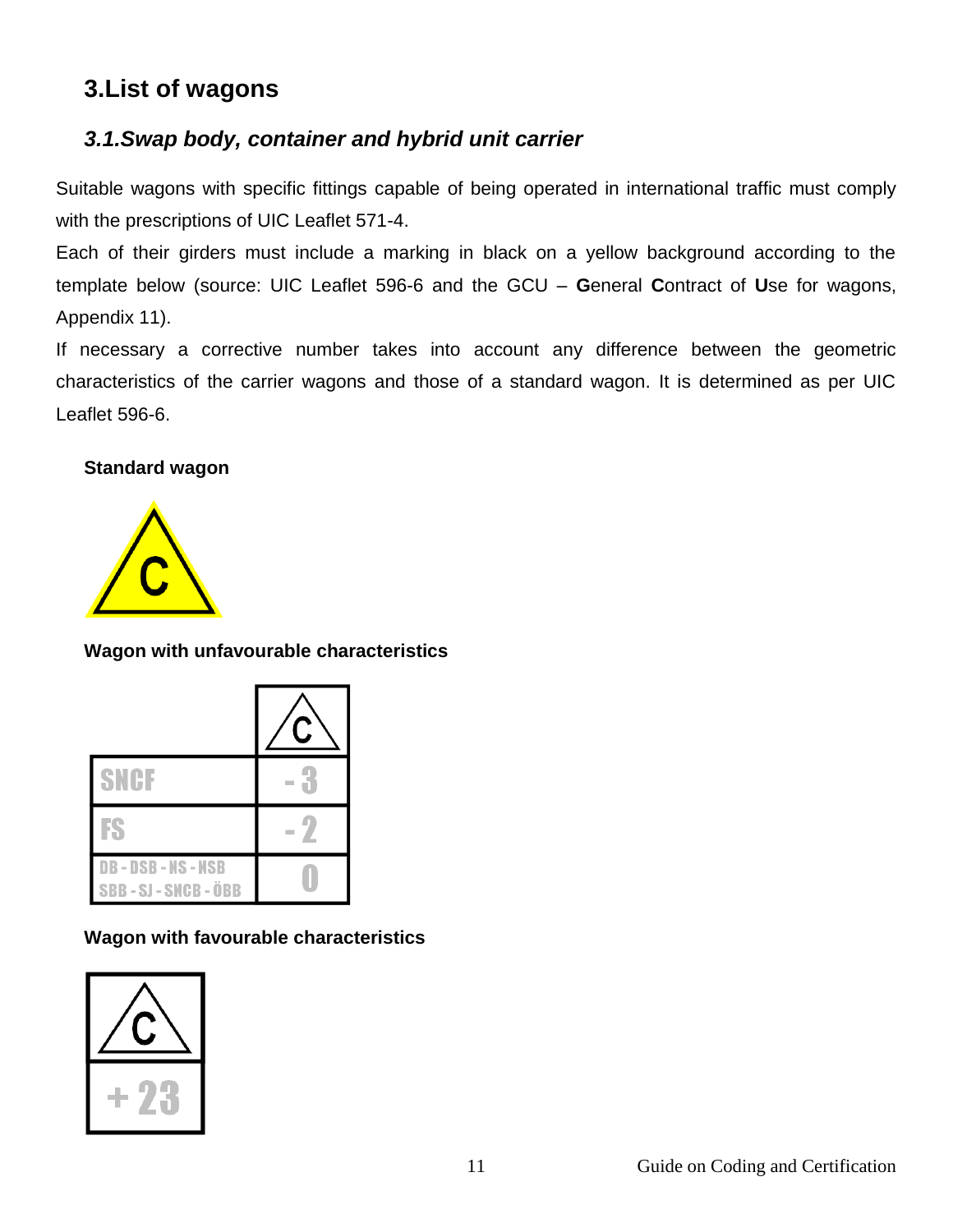# 3. List of wagons

## *3.1. Swap body, container and hybrid unit carrier*

Suitable wagons with specific fittings capable of being operated in international traffic must comply with the prescriptions of UIC Leaflet 571-4.

Each of their girders must include a marking in black on a yellow background according to the template below (source: UIC Leaflet 596-6 and the GCU – **G**eneral **C**ontract of **U**se for wagons, Appendix 11).

If necessary a corrective number takes into account any difference between the geometric characteristics of the carrier wagons and those of a standard wagon. It is determined as per UIC Leaflet 596-6.

**Standard wagon**

C

**Wagon with unfavourable characteristics**

| | C |
|---|---|
| SNCF | - 3 |
| FS | - 2 |
| DB - DSB - NS - NSB SBB - SJ - SNCB - ÖBB | 0 |

**Wagon with favourable characteristics**

| C |
|---|
| + 23 |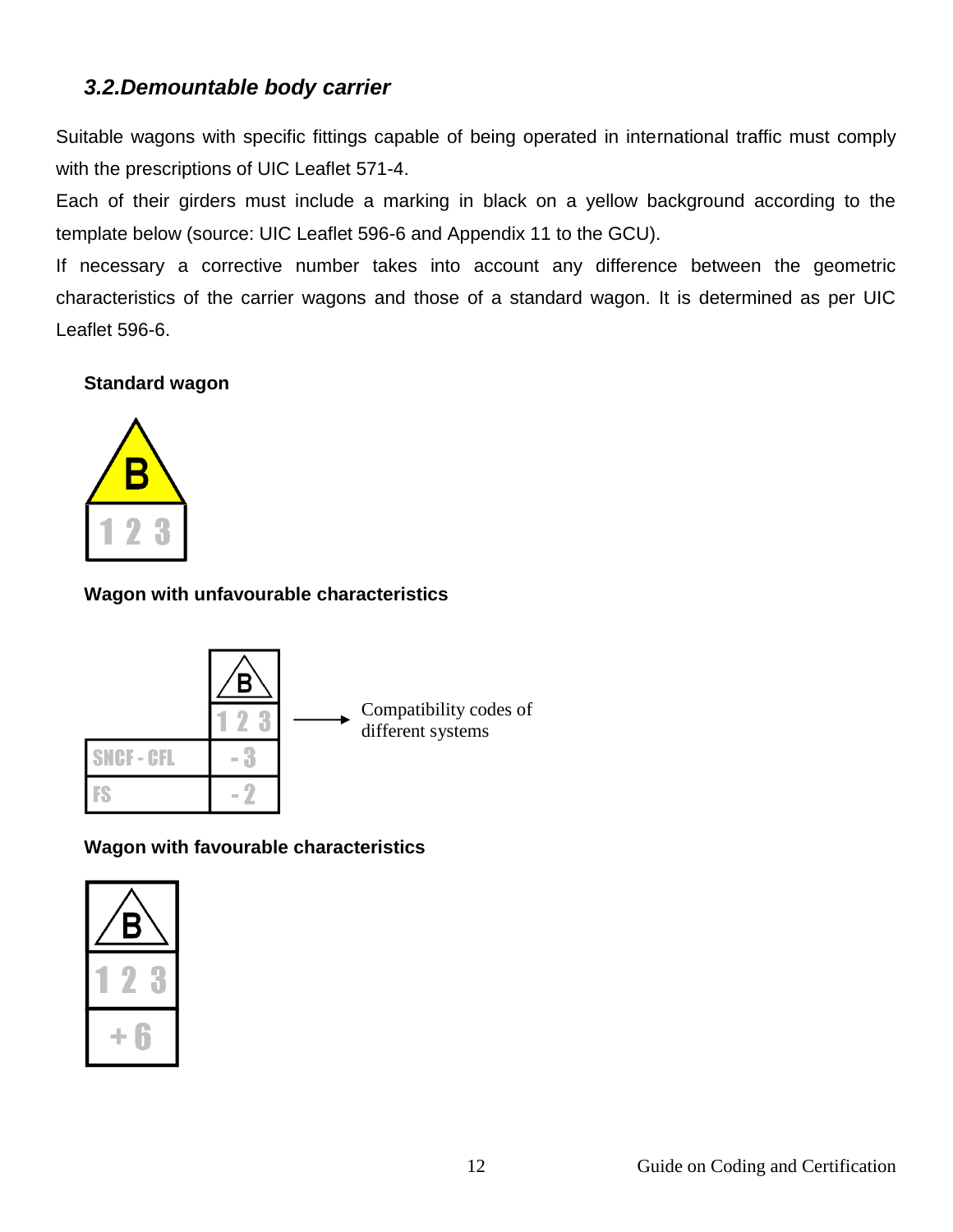### 3.2. Demountable body carrier

Suitable wagons with specific fittings capable of being operated in international traffic must comply with the prescriptions of UIC Leaflet 571-4.

Each of their girders must include a marking in black on a yellow background according to the template below (source: UIC Leaflet 596-6 and Appendix 11 to the GCU).

If necessary a corrective number takes into account any difference between the geometric characteristics of the carrier wagons and those of a standard wagon. It is determined as per UIC Leaflet 596-6.

**Standard wagon**

| B |
| --- |
| 1 2 3 |

**Wagon with unfavourable characteristics**

| | B |
| --- | --- |
| | 1 2 3 |
| SNCF - CFL | - 3 |
| FS | - 2 |

→ Compatibility codes of different systems

**Wagon with favourable characteristics**

| B |
| --- |
| 1 2 3 |
| + 6 |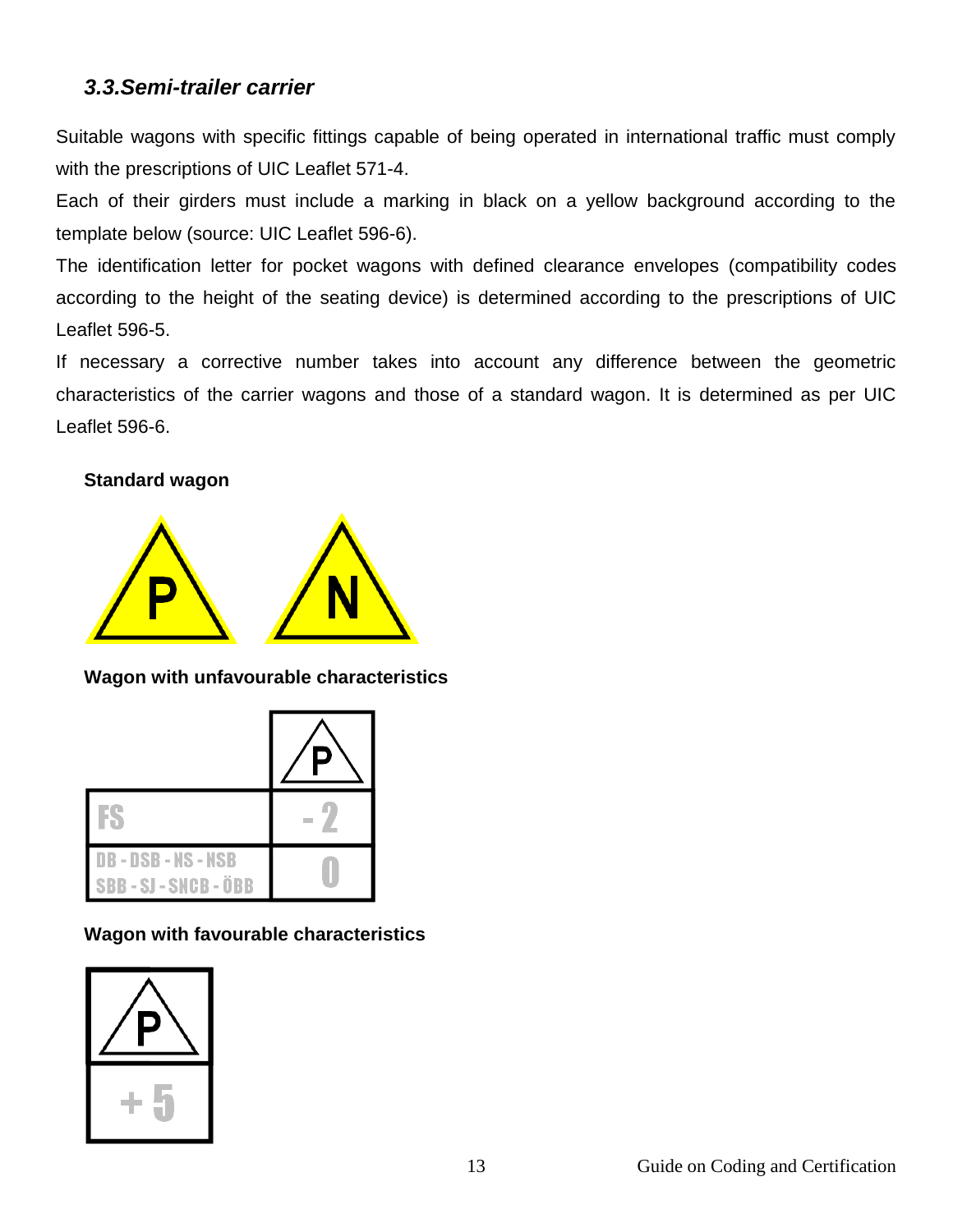### 3.3. Semi-trailer carrier

Suitable wagons with specific fittings capable of being operated in international traffic must comply with the prescriptions of UIC Leaflet 571-4.

Each of their girders must include a marking in black on a yellow background according to the template below (source: UIC Leaflet 596-6).

The identification letter for pocket wagons with defined clearance envelopes (compatibility codes according to the height of the seating device) is determined according to the prescriptions of UIC Leaflet 596-5.

If necessary a corrective number takes into account any difference between the geometric characteristics of the carrier wagons and those of a standard wagon. It is determined as per UIC Leaflet 596-6.

**Standard wagon**

P N

**Wagon with unfavourable characteristics**

| | P |
|---|---|
| FS | - 2 |
| DB - DSB - NS - NSB SBB - SJ - SNCB - ÖBB | 0 |

**Wagon with favourable characteristics**

| P |
|---|
| + 5 |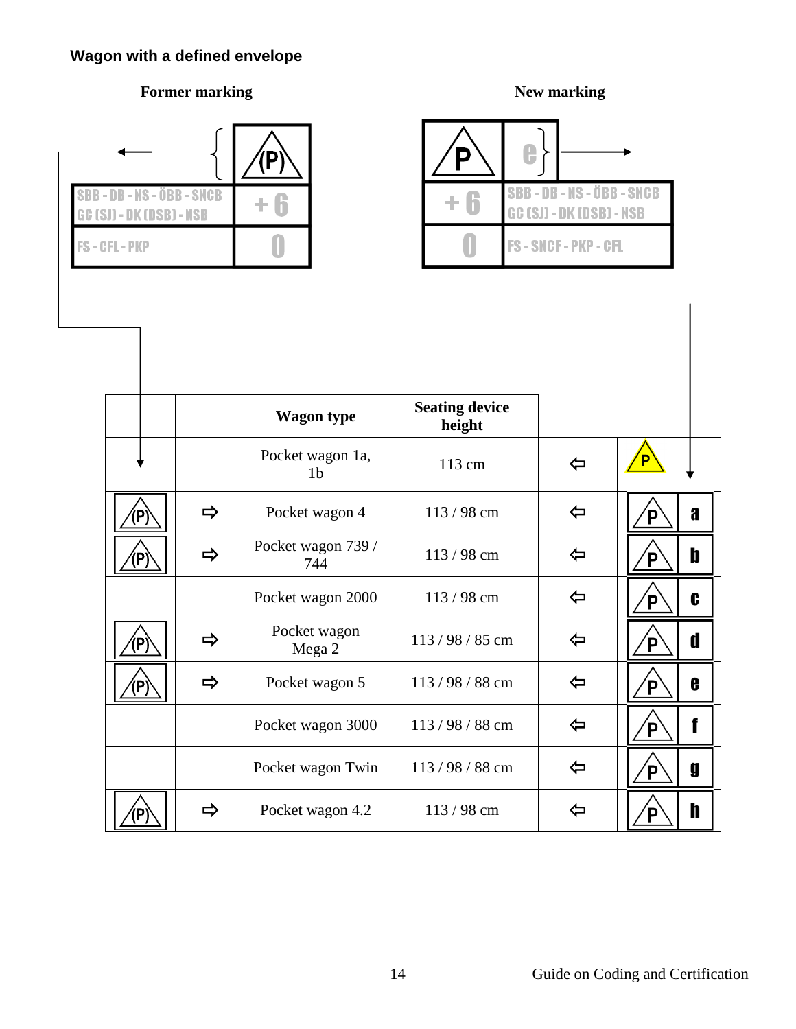**Wagon with a defined envelope**

| Former marking | | |
|---|---|---|
| | (P) | |
| SBB - DB - NS - ÖBB - SNCB GC (SJ) - DK (DSB) - NSB | + 6 | |
| FS - CFL - PKP | 0 | |

| New marking | | |
|---|---|---|
| P | e | |
| + 6 | SBB - DB - NS - ÖBB - SNCB GC (SJ) - DK (DSB) - NSB | |
| 0 | FS - SNCF - PKP - CFL | |

| | | Wagon type | Seating device height | | |
|---|---|---|---|---|---|
| ↓ | | Pocket wagon 1a, 1b | 113 cm | ⇦ | P ↓ |
| (P) | ⇨ | Pocket wagon 4 | 113 / 98 cm | ⇦ | P a |
| (P) | ⇨ | Pocket wagon 739 / 744 | 113 / 98 cm | ⇦ | P b |
| | | Pocket wagon 2000 | 113 / 98 cm | ⇦ | P c |
| (P) | ⇨ | Pocket wagon Mega 2 | 113 / 98 / 85 cm | ⇦ | P d |
| (P) | ⇨ | Pocket wagon 5 | 113 / 98 / 88 cm | ⇦ | P e |
| | | Pocket wagon 3000 | 113 / 98 / 88 cm | ⇦ | P f |
| | | Pocket wagon Twin | 113 / 98 / 88 cm | ⇦ | P g |
| (P) | ⇨ | Pocket wagon 4.2 | 113 / 98 cm | ⇦ | P h |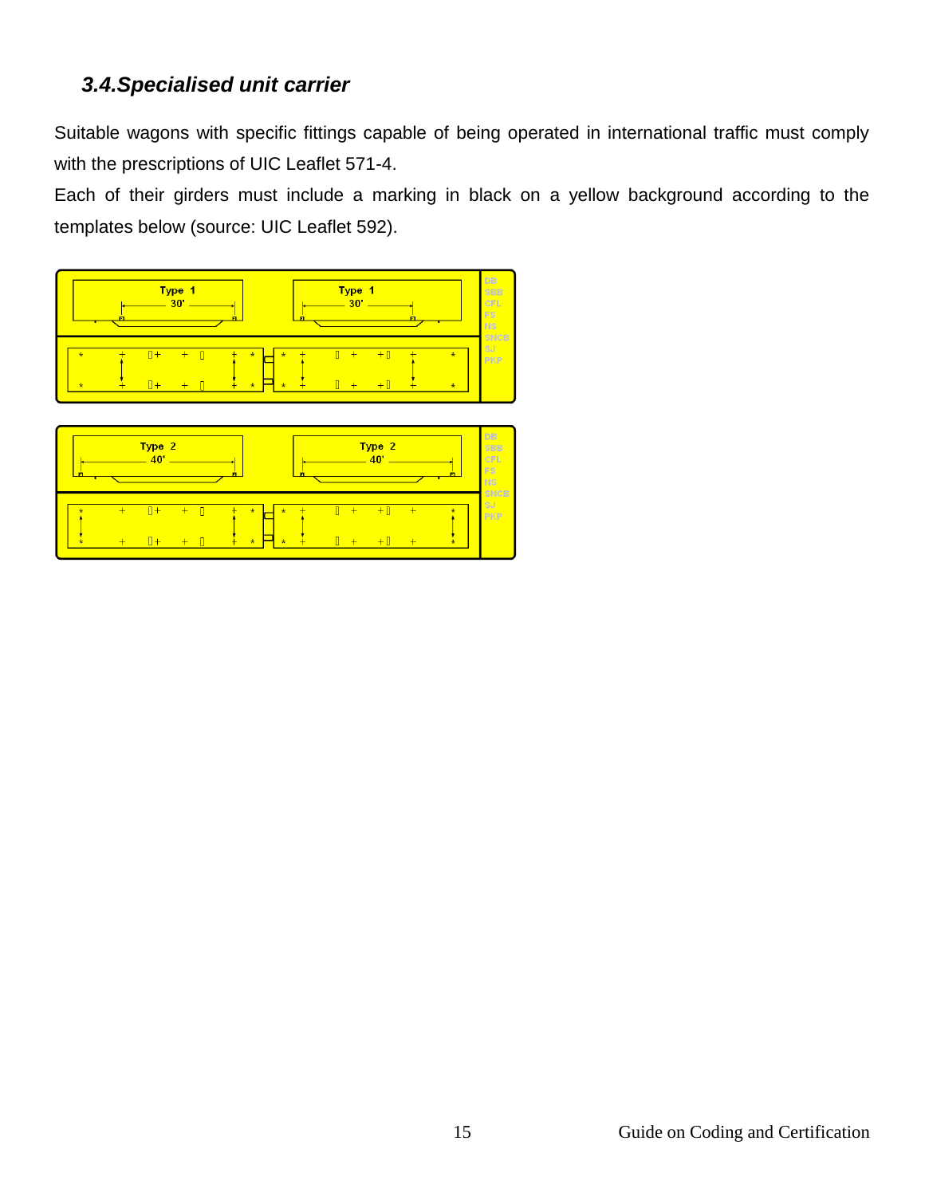### 3.4. Specialised unit carrier

Suitable wagons with specific fittings capable of being operated in international traffic must comply with the prescriptions of UIC Leaflet 571-4.

Each of their girders must include a marking in black on a yellow background according to the templates below (source: UIC Leaflet 592).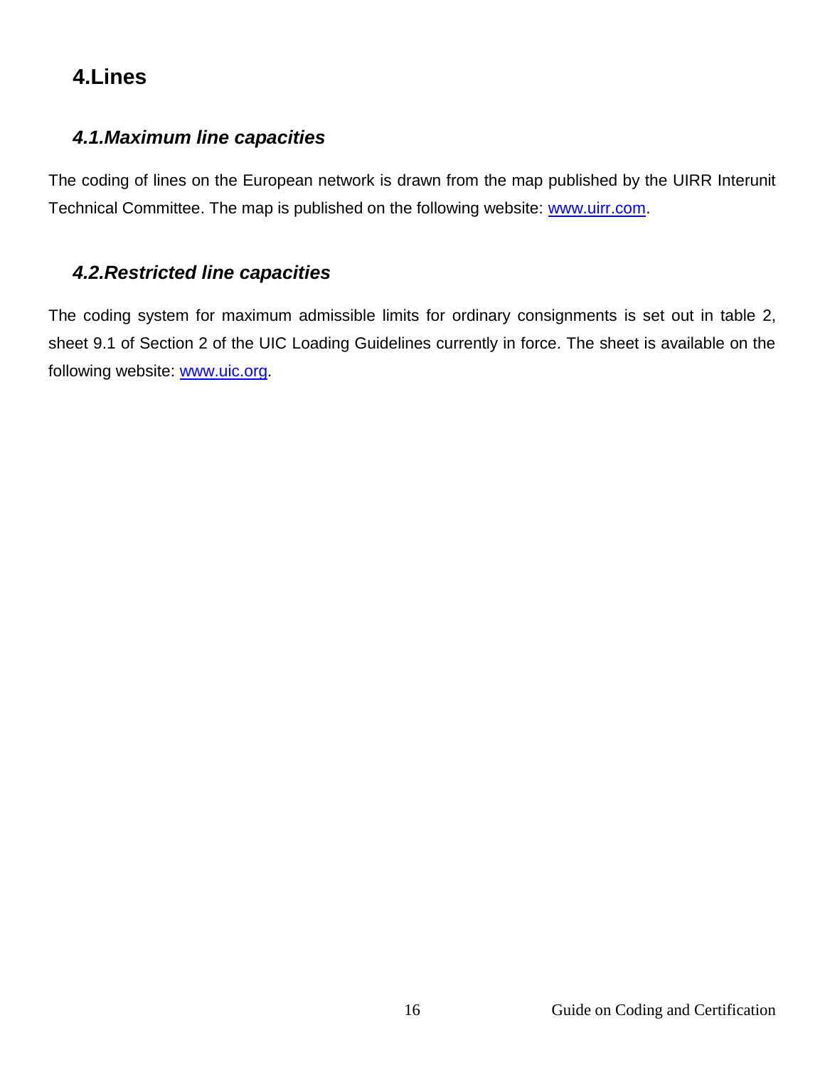# 4.Lines

## 4.1.Maximum line capacities

The coding of lines on the European network is drawn from the map published by the UIRR Interunit Technical Committee. The map is published on the following website: www.uirr.com.

## 4.2.Restricted line capacities

The coding system for maximum admissible limits for ordinary consignments is set out in table 2, sheet 9.1 of Section 2 of the UIC Loading Guidelines currently in force. The sheet is available on the following website: www.uic.org.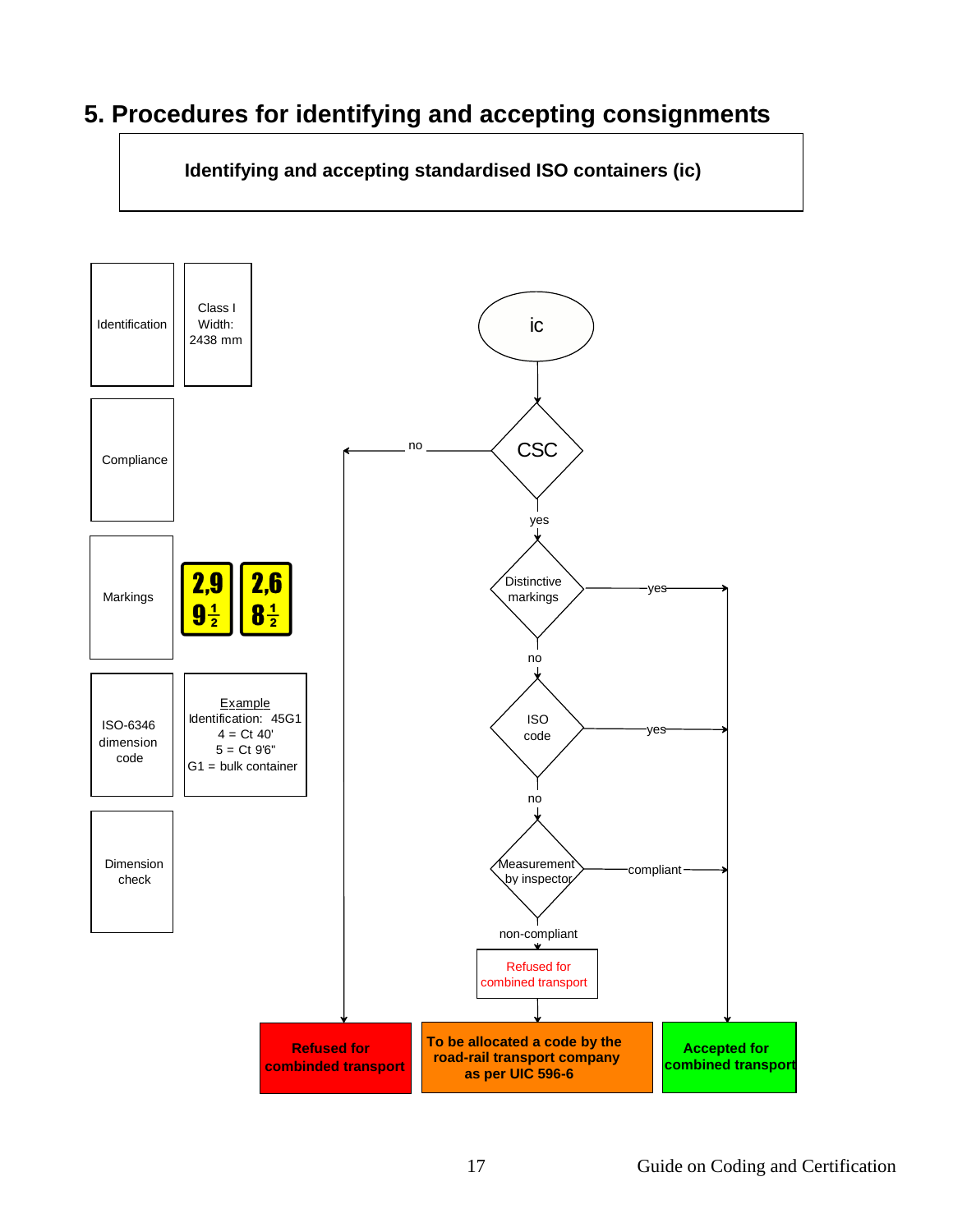# 5. Procedures for identifying and accepting consignments

**Identifying and accepting standardised ISO containers (ic)**

| | |
|---|---|
| Identification | Class I<br>Width:<br>2438 mm |
| Compliance | |
| Markings | 2,9 / 9½ &nbsp;&nbsp; 2,6 / 8½ |
| ISO-6346 dimension code | Example<br>Identification: 45G1<br>4 = Ct 40'<br>5 = Ct 9'6"<br>G1 = bulk container |
| Dimension check | |

ic

CSC — no → **Refused for combinded transport**

CSC — yes → Distinctive markings

Distinctive markings — yes → **Accepted for combined transport**

Distinctive markings — no → ISO code

ISO code — yes → **Accepted for combined transport**

ISO code — no → Measurement by inspector

Measurement by inspector — compliant → **Accepted for combined transport**

Measurement by inspector — non-compliant → Refused for combined transport → **To be allocated a code by the road-rail transport company as per UIC 596-6**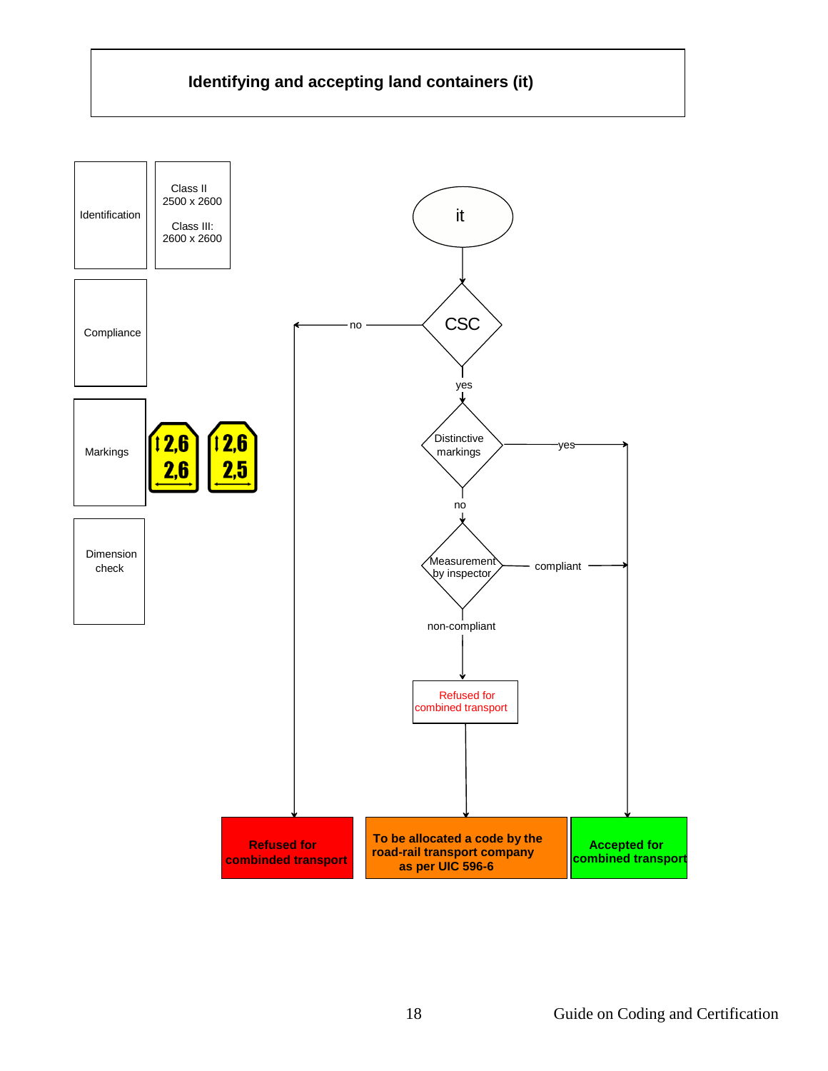# Identifying and accepting land containers (it)

| Identification | Class II 2500 x 2600<br><br>Class III: 2600 x 2600 |
|---|---|
| Compliance | |
| Markings | 2,6 / 2,6 &nbsp;&nbsp; 2,6 / 2,5 |
| Dimension check | |

it

CSC — no → Refused for combinded transport

CSC — yes → Distinctive markings

Distinctive markings — yes → Accepted for combinded transport

Distinctive markings — no → Measurement by inspector

Measurement by inspector — compliant → Accepted for combinded transport

Measurement by inspector — non-compliant → Refused for combinded transport → To be allocated a code by the road-rail transport company as per UIC 596-6

**Refused for combinded transport**

**To be allocated a code by the road-rail transport company as per UIC 596-6**

**Accepted for combinded transport**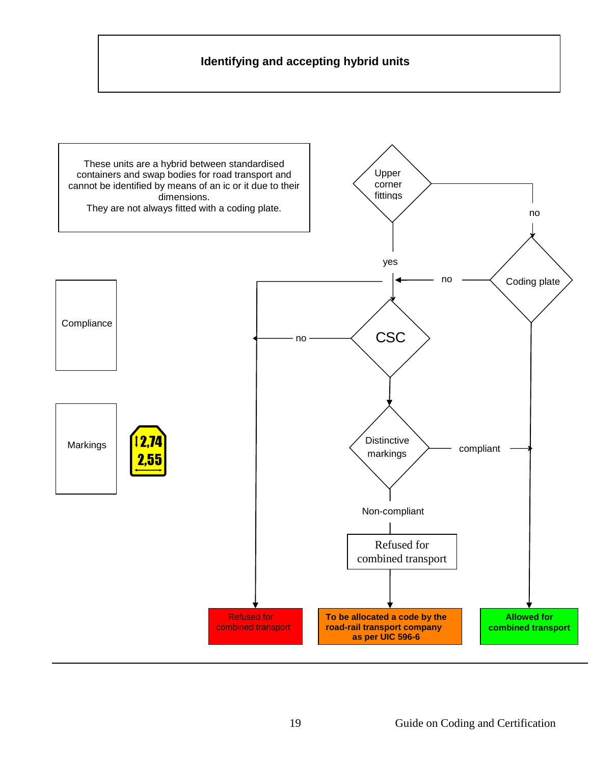# Identifying and accepting hybrid units

These units are a hybrid between standardised containers and swap bodies for road transport and cannot be identified by means of an ic or it due to their dimensions.
They are not always fitted with a coding plate.

Compliance

Markings

2,74
2,55

Upper corner fittings

yes

no

Coding plate

no

CSC

no

Distinctive markings

compliant

Non-compliant

Refused for combined transport

Refused for combined transport

**To be allocated a code by the road-rail transport company as per UIC 596-6**

**Allowed for combined transport**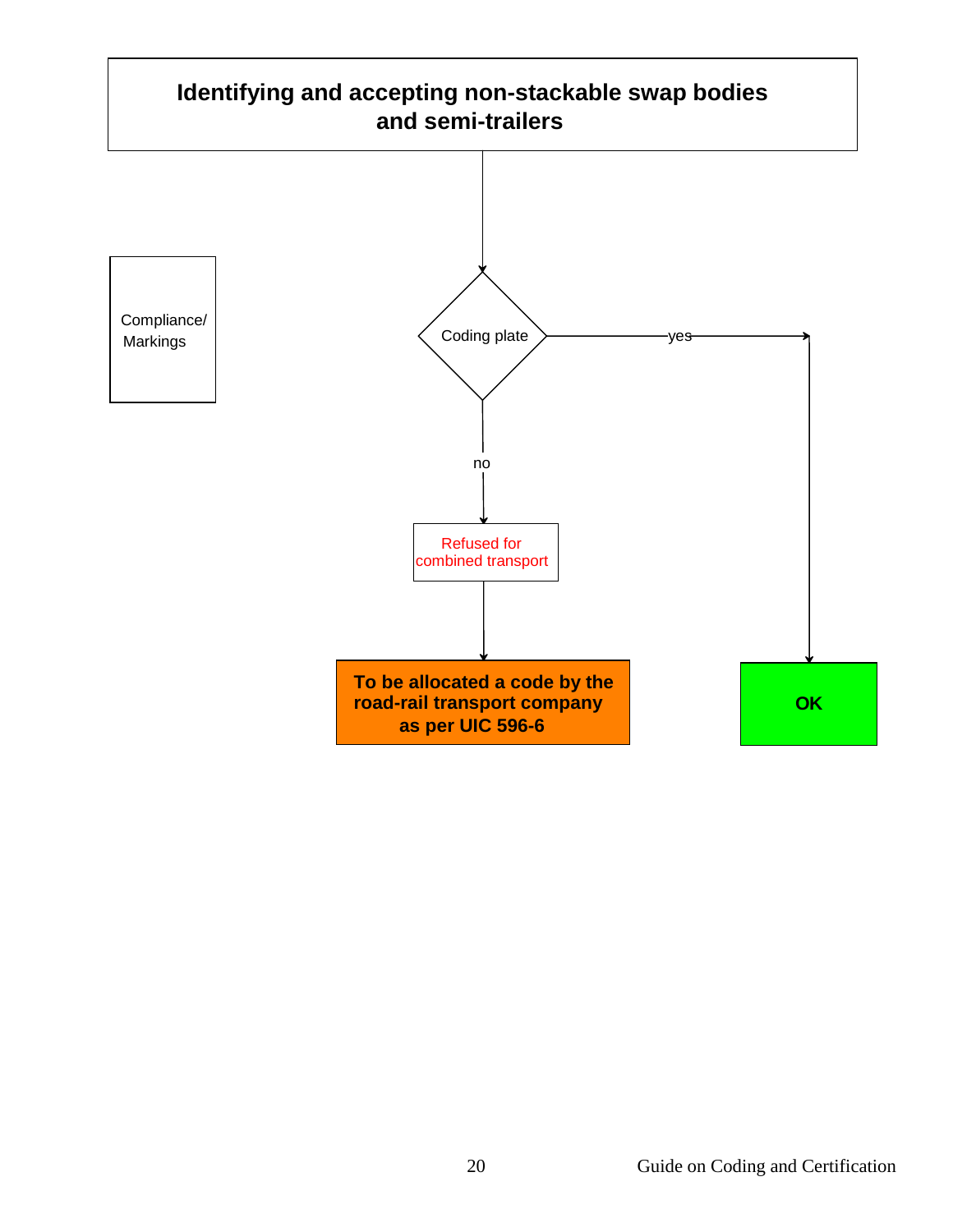# Identifying and accepting non-stackable swap bodies and semi-trailers

Compliance/ Markings

Coding plate

yes

no

Refused for combined transport

**To be allocated a code by the road-rail transport company as per UIC 596-6**

**OK**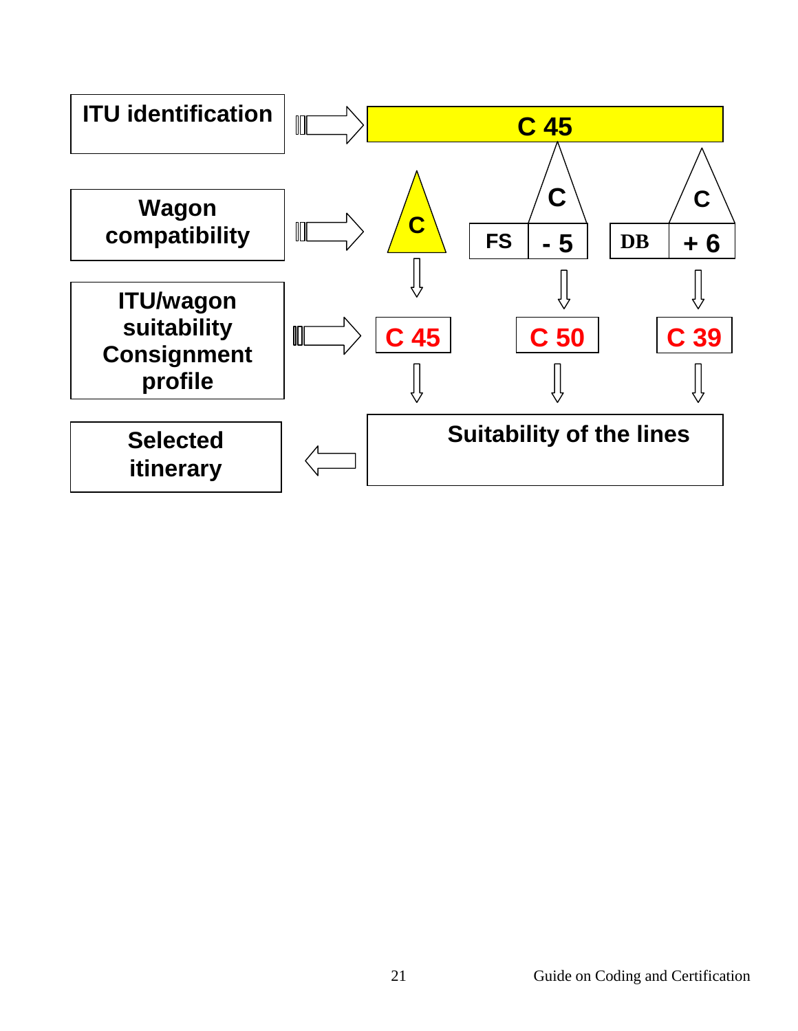| Step | | | |
|---|---|---|---|
| ITU identification | C 45 | | |
| Wagon compatibility | C | FS: C - 5 | DB: C + 6 |
| ITU/wagon suitability Consignment profile | C 45 | C 50 | C 39 |
| Selected itinerary | Suitability of the lines | | |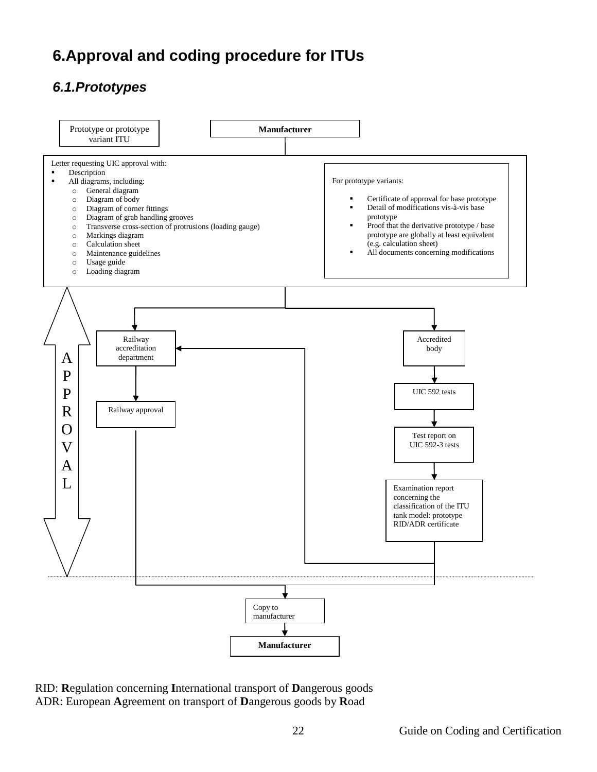# 6.Approval and coding procedure for ITUs

## *6.1.Prototypes*

Prototype or prototype variant ITU

**Manufacturer**

Letter requesting UIC approval with:

- Description
- All diagrams, including:
  - General diagram
  - Diagram of body
  - Diagram of corner fittings
  - Diagram of grab handling grooves
  - Transverse cross-section of protrusions (loading gauge)
  - Markings diagram
  - Calculation sheet
  - Maintenance guidelines
  - Usage guide
  - Loading diagram

For prototype variants:

- Certificate of approval for base prototype
- Detail of modifications vis-à-vis base prototype
- Proof that the derivative prototype / base prototype are globally at least equivalent (e.g. calculation sheet)
- All documents concerning modifications

APPROVAL

Railway accreditation department → Railway approval

Accredited body → UIC 592 tests → Test report on UIC 592-3 tests → Examination report concerning the classification of the ITU tank model: prototype RID/ADR certificate

Copy to manufacturer

**Manufacturer**

RID: **R**egulation concerning **I**nternational transport of **D**angerous goods
ADR: European **A**greement on transport of **D**angerous goods by **R**oad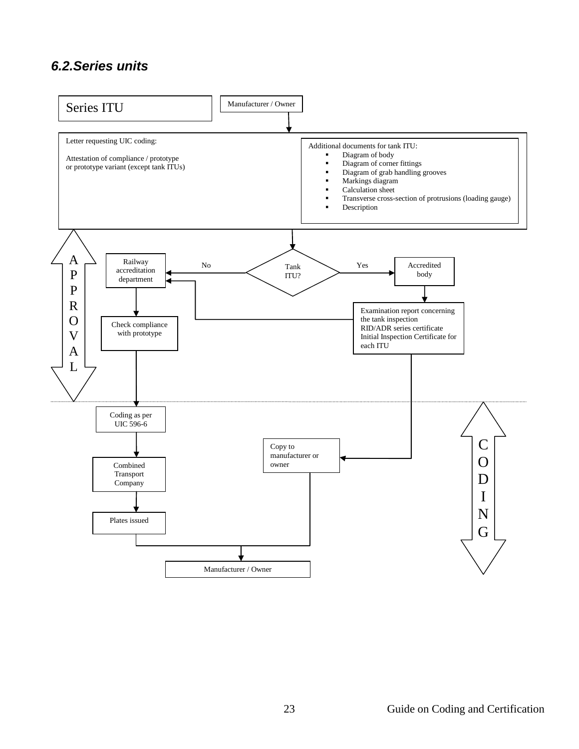### 6.2. Series units

Series ITU

Manufacturer / Owner

Letter requesting UIC coding:

Attestation of compliance / prototype or prototype variant (except tank ITUs)

Additional documents for tank ITU:

- Diagram of body
- Diagram of corner fittings
- Diagram of grab handling grooves
- Markings diagram
- Calculation sheet
- Transverse cross-section of protrusions (loading gauge)
- Description

APPROVAL

Tank ITU?

No → Railway accreditation department

Yes → Accredited body

Check compliance with prototype

Examination report concerning the tank inspection
RID/ADR series certificate
Initial Inspection Certificate for each ITU

CODING

Coding as per UIC 596-6

Combined Transport Company

Plates issued

Copy to manufacturer or owner

Manufacturer / Owner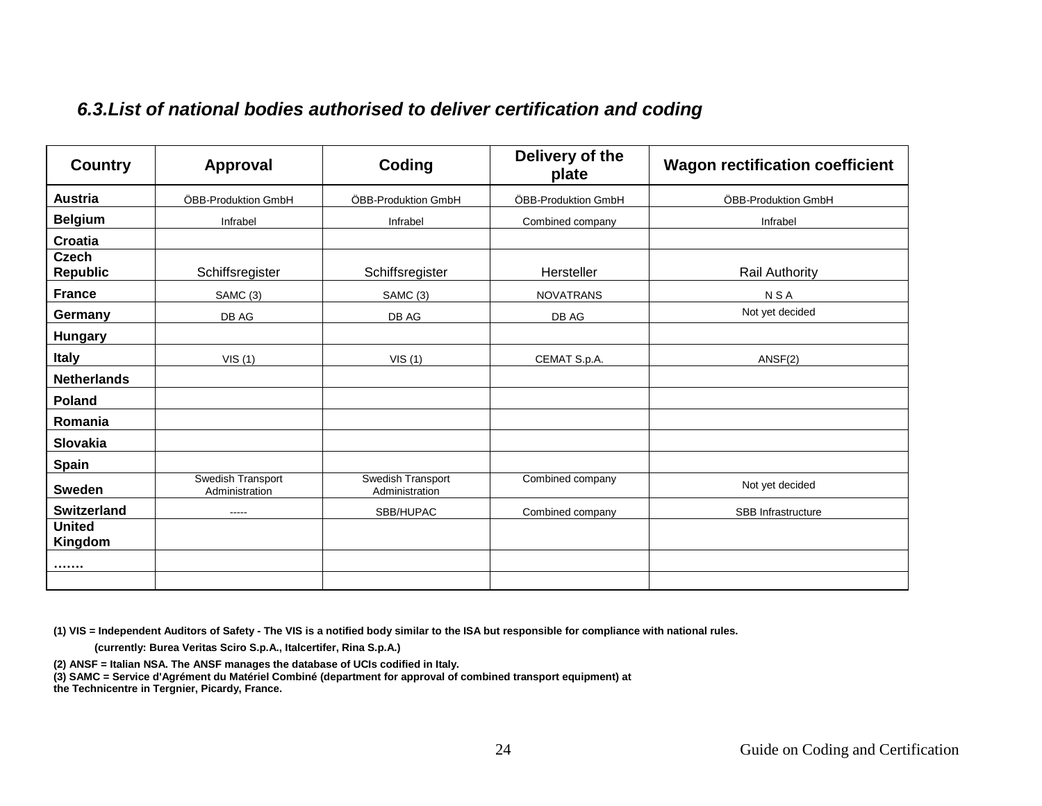### *6.3.List of national bodies authorised to deliver certification and coding*

| Country | Approval | Coding | Delivery of the plate | Wagon rectification coefficient |
|---|---|---|---|---|
| **Austria** | ÖBB-Produktion GmbH | ÖBB-Produktion GmbH | ÖBB-Produktion GmbH | ÖBB-Produktion GmbH |
| **Belgium** | Infrabel | Infrabel | Combined company | Infrabel |
| **Croatia** | | | | |
| **Czech Republic** | Schiffsregister | Schiffsregister | Hersteller | Rail Authority |
| **France** | SAMC (3) | SAMC (3) | NOVATRANS | N S A |
| **Germany** | DB AG | DB AG | DB AG | Not yet decided |
| **Hungary** | | | | |
| **Italy** | VIS (1) | VIS (1) | CEMAT S.p.A. | ANSF(2) |
| **Netherlands** | | | | |
| **Poland** | | | | |
| **Romania** | | | | |
| **Slovakia** | | | | |
| **Spain** | | | | |
| **Sweden** | Swedish Transport Administration | Swedish Transport Administration | Combined company | Not yet decided |
| **Switzerland** | ----- | SBB/HUPAC | Combined company | SBB Infrastructure |
| **United Kingdom** | | | | |
| **…….** | | | | |
| | | | | |

**(1) VIS = Independent Auditors of Safety - The VIS is a notified body similar to the ISA but responsible for compliance with national rules.**

**(currently: Burea Veritas Sciro S.p.A., Italcertifer, Rina S.p.A.)**

**(2) ANSF = Italian NSA. The ANSF manages the database of UCIs codified in Italy.**
**(3) SAMC = Service d'Agrément du Matériel Combiné (department for approval of combined transport equipment) at the Technicentre in Tergnier, Picardy, France.**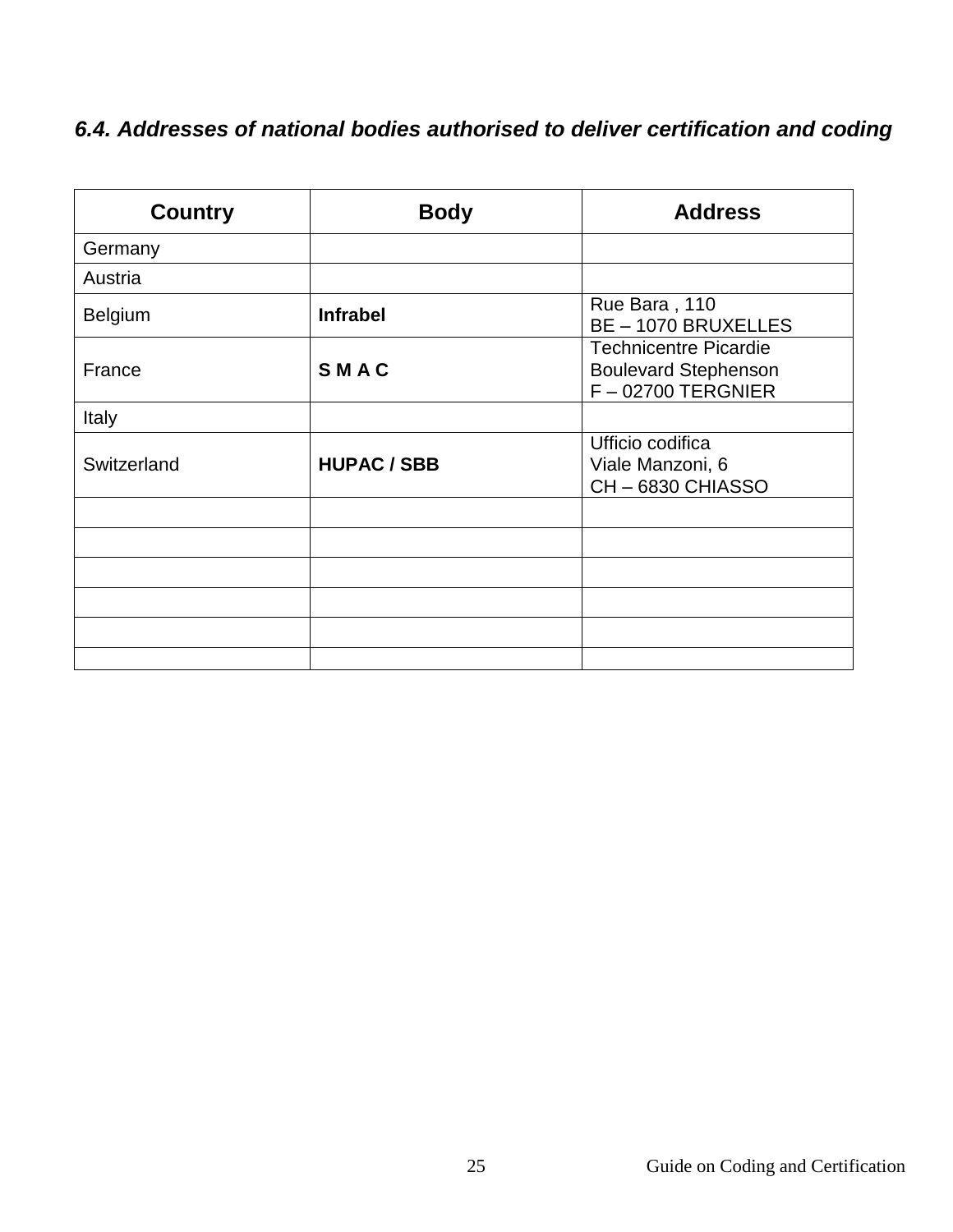### *6.4. Addresses of national bodies authorised to deliver certification and coding*

| Country | Body | Address |
|---|---|---|
| Germany | | |
| Austria | | |
| Belgium | **Infrabel** | Rue Bara , 110<br>BE – 1070 BRUXELLES |
| France | **S M A C** | Technicentre Picardie<br>Boulevard Stephenson<br>F – 02700 TERGNIER |
| Italy | | |
| Switzerland | **HUPAC / SBB** | Ufficio codifica<br>Viale Manzoni, 6<br>CH – 6830 CHIASSO |
| | | |
| | | |
| | | |
| | | |
| | | |
| | | |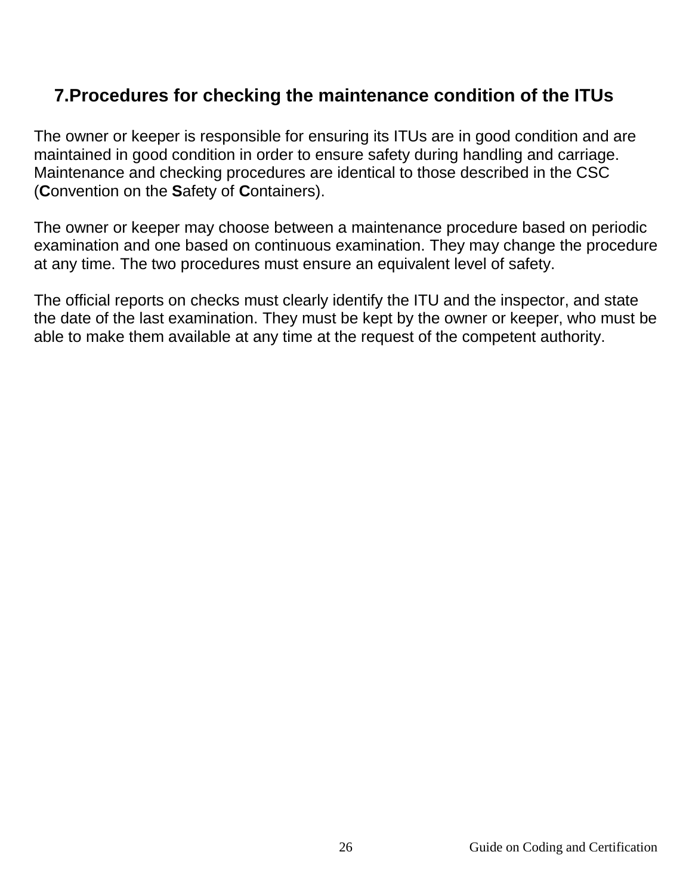## 7. Procedures for checking the maintenance condition of the ITUs

The owner or keeper is responsible for ensuring its ITUs are in good condition and are maintained in good condition in order to ensure safety during handling and carriage. Maintenance and checking procedures are identical to those described in the CSC (**C**onvention on the **S**afety of **C**ontainers).

The owner or keeper may choose between a maintenance procedure based on periodic examination and one based on continuous examination. They may change the procedure at any time. The two procedures must ensure an equivalent level of safety.

The official reports on checks must clearly identify the ITU and the inspector, and state the date of the last examination. They must be kept by the owner or keeper, who must be able to make them available at any time at the request of the competent authority.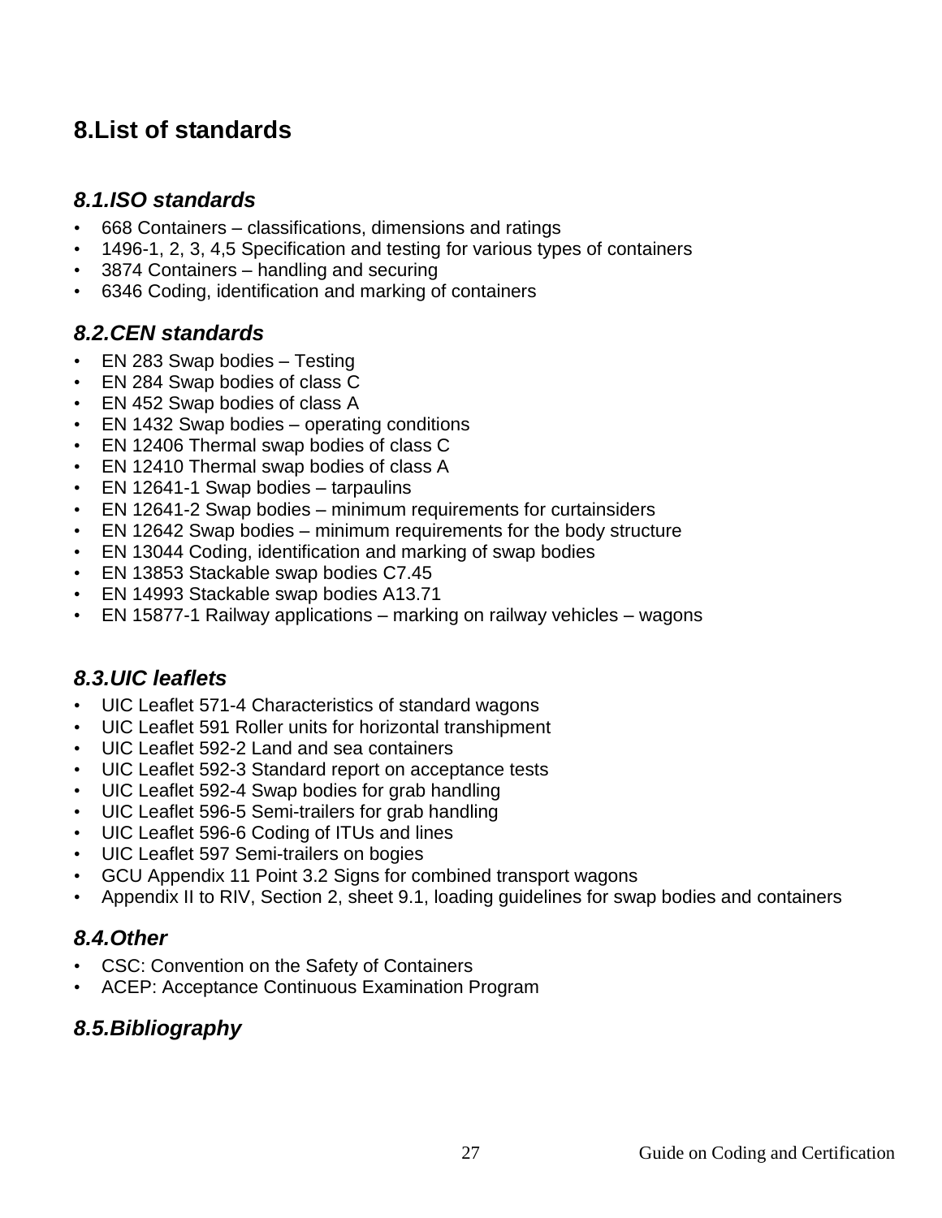# 8. List of standards

## *8.1. ISO standards*

- 668 Containers – classifications, dimensions and ratings
- 1496-1, 2, 3, 4,5 Specification and testing for various types of containers
- 3874 Containers – handling and securing
- 6346 Coding, identification and marking of containers

## *8.2. CEN standards*

- EN 283 Swap bodies – Testing
- EN 284 Swap bodies of class C
- EN 452 Swap bodies of class A
- EN 1432 Swap bodies – operating conditions
- EN 12406 Thermal swap bodies of class C
- EN 12410 Thermal swap bodies of class A
- EN 12641-1 Swap bodies – tarpaulins
- EN 12641-2 Swap bodies – minimum requirements for curtainsiders
- EN 12642 Swap bodies – minimum requirements for the body structure
- EN 13044 Coding, identification and marking of swap bodies
- EN 13853 Stackable swap bodies C7.45
- EN 14993 Stackable swap bodies A13.71
- EN 15877-1 Railway applications – marking on railway vehicles – wagons

## *8.3. UIC leaflets*

- UIC Leaflet 571-4 Characteristics of standard wagons
- UIC Leaflet 591 Roller units for horizontal transhipment
- UIC Leaflet 592-2 Land and sea containers
- UIC Leaflet 592-3 Standard report on acceptance tests
- UIC Leaflet 592-4 Swap bodies for grab handling
- UIC Leaflet 596-5 Semi-trailers for grab handling
- UIC Leaflet 596-6 Coding of ITUs and lines
- UIC Leaflet 597 Semi-trailers on bogies
- GCU Appendix 11 Point 3.2 Signs for combined transport wagons
- Appendix II to RIV, Section 2, sheet 9.1, loading guidelines for swap bodies and containers

## *8.4. Other*

- CSC: Convention on the Safety of Containers
- ACEP: Acceptance Continuous Examination Program

## *8.5. Bibliography*